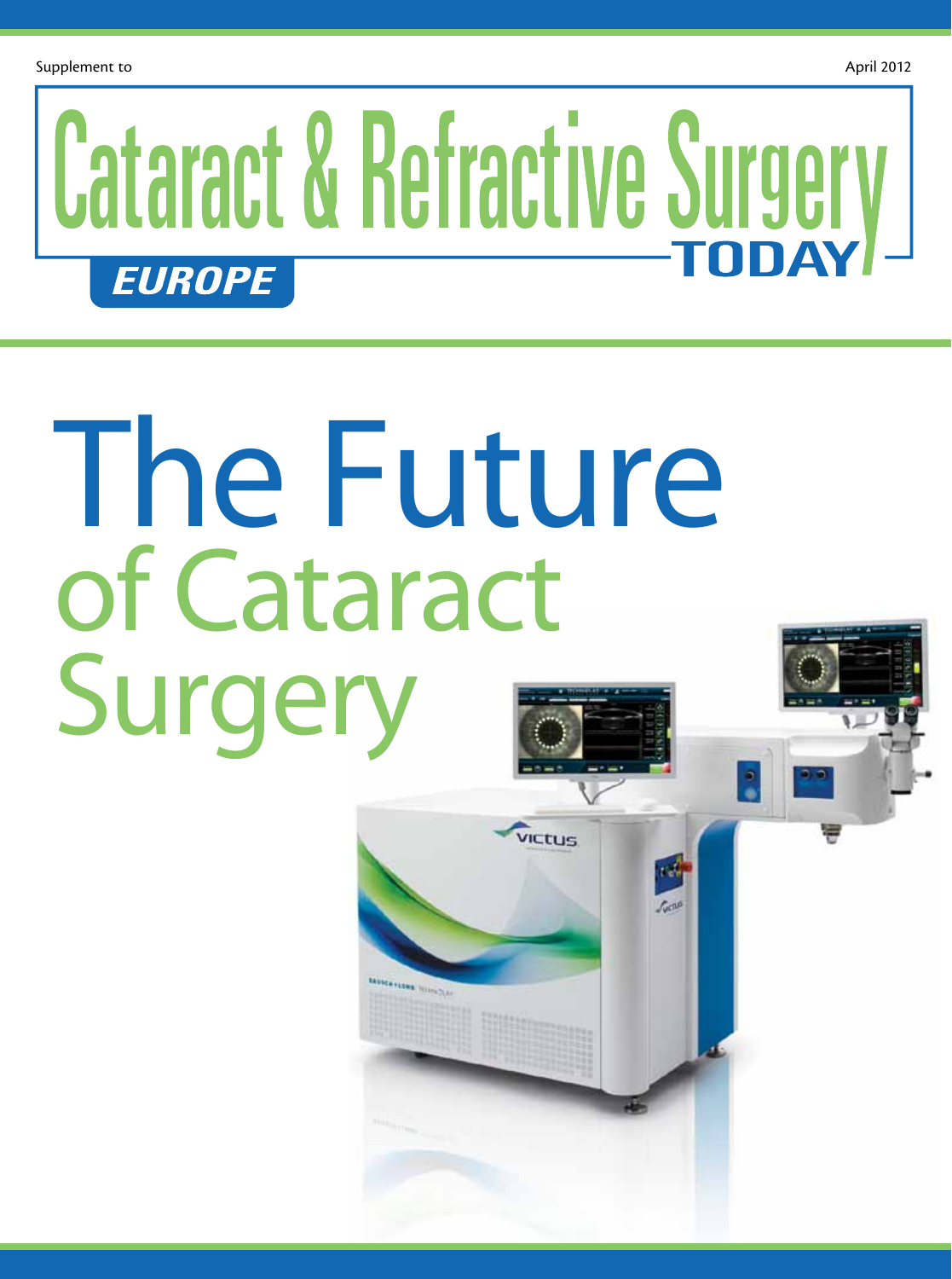Supplement to

April 2012

# Cataract & Refractive Surgery TODAY EUROPE

# The Future of Cataract Surgery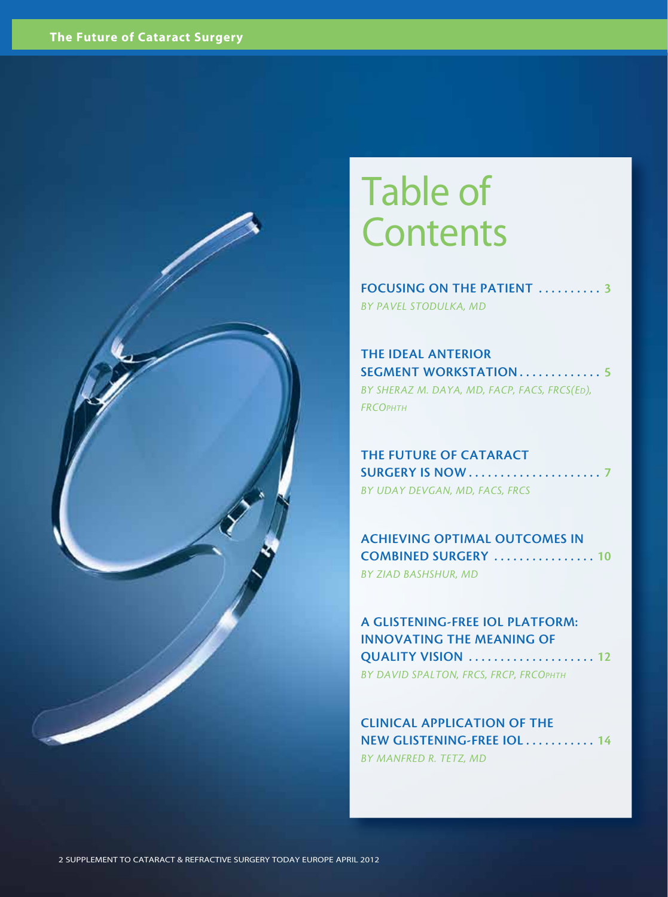# Table of Contents

**FOCUSING ON THE PATIENT** .......... 3
*BY PAVEL STODULKA, MD*

**THE IDEAL ANTERIOR SEGMENT WORKSTATION** ............. 5
*BY SHERAZ M. DAYA, MD, FACP, FACS, FRCS(ED), FRCOPHTH*

**THE FUTURE OF CATARACT SURGERY IS NOW** ..................... 7
*BY UDAY DEVGAN, MD, FACS, FRCS*

**ACHIEVING OPTIMAL OUTCOMES IN COMBINED SURGERY** ................ 10
*BY ZIAD BASHSHUR, MD*

**A GLISTENING-FREE IOL PLATFORM: INNOVATING THE MEANING OF QUALITY VISION** .................... 12
*BY DAVID SPALTON, FRCS, FRCP, FRCOPHTH*

**CLINICAL APPLICATION OF THE NEW GLISTENING-FREE IOL** ........... 14
*BY MANFRED R. TETZ, MD*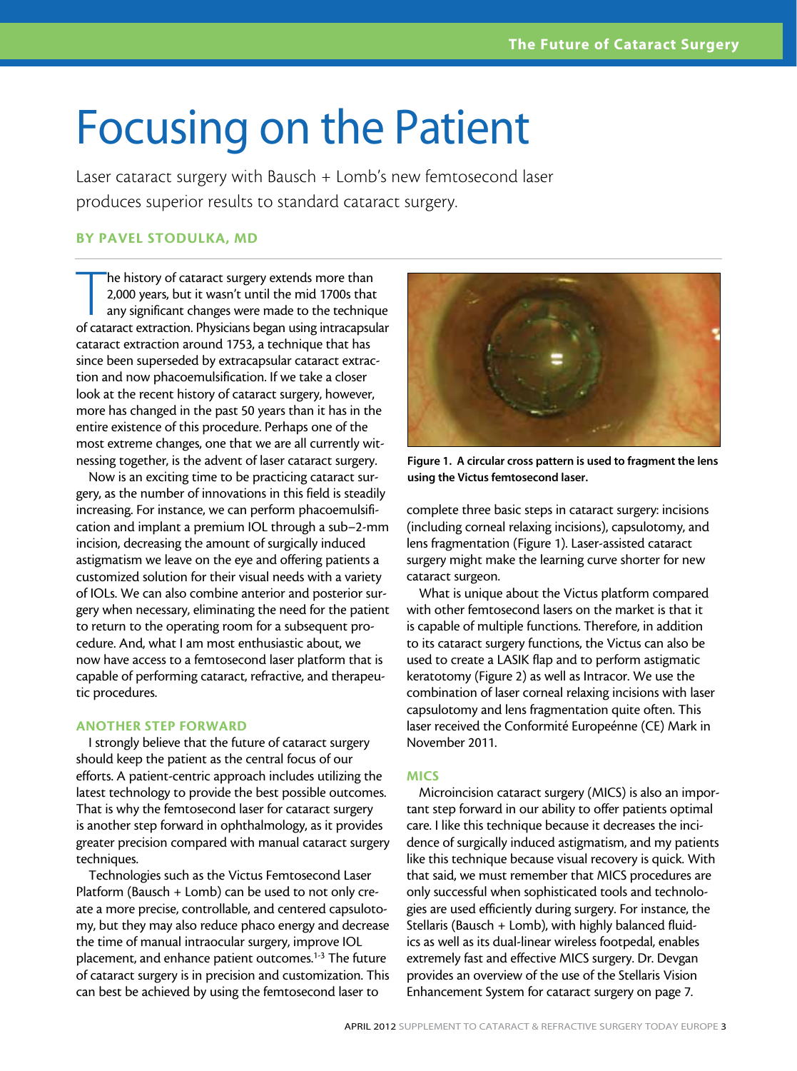# Focusing on the Patient

Laser cataract surgery with Bausch + Lomb's new femtosecond laser produces superior results to standard cataract surgery.

**BY PAVEL STODULKA, MD**

The history of cataract surgery extends more than 2,000 years, but it wasn't until the mid 1700s that any significant changes were made to the technique of cataract extraction. Physicians began using intracapsular cataract extraction around 1753, a technique that has since been superseded by extracapsular cataract extraction and now phacoemulsification. If we take a closer look at the recent history of cataract surgery, however, more has changed in the past 50 years than it has in the entire existence of this procedure. Perhaps one of the most extreme changes, one that we are all currently witnessing together, is the advent of laser cataract surgery.

Now is an exciting time to be practicing cataract surgery, as the number of innovations in this field is steadily increasing. For instance, we can perform phacoemulsification and implant a premium IOL through a sub–2-mm incision, decreasing the amount of surgically induced astigmatism we leave on the eye and offering patients a customized solution for their visual needs with a variety of IOLs. We can also combine anterior and posterior surgery when necessary, eliminating the need for the patient to return to the operating room for a subsequent procedure. And, what I am most enthusiastic about, we now have access to a femtosecond laser platform that is capable of performing cataract, refractive, and therapeutic procedures.

## ANOTHER STEP FORWARD

I strongly believe that the future of cataract surgery should keep the patient as the central focus of our efforts. A patient-centric approach includes utilizing the latest technology to provide the best possible outcomes. That is why the femtosecond laser for cataract surgery is another step forward in ophthalmology, as it provides greater precision compared with manual cataract surgery techniques.

Technologies such as the Victus Femtosecond Laser Platform (Bausch + Lomb) can be used to not only create a more precise, controllable, and centered capsulotomy, but they may also reduce phaco energy and decrease the time of manual intraocular surgery, improve IOL placement, and enhance patient outcomes.[1-3] The future of cataract surgery is in precision and customization. This can best be achieved by using the femtosecond laser to complete three basic steps in cataract surgery: incisions (including corneal relaxing incisions), capsulotomy, and lens fragmentation (Figure 1). Laser-assisted cataract surgery might make the learning curve shorter for new cataract surgeon.

**Figure 1. A circular cross pattern is used to fragment the lens using the Victus femtosecond laser.**

What is unique about the Victus platform compared with other femtosecond lasers on the market is that it is capable of multiple functions. Therefore, in addition to its cataract surgery functions, the Victus can also be used to create a LASIK flap and to perform astigmatic keratotomy (Figure 2) as well as Intracor. We use the combination of laser corneal relaxing incisions with laser capsulotomy and lens fragmentation quite often. This laser received the Conformité Europeénne (CE) Mark in November 2011.

## MICS

Microincision cataract surgery (MICS) is also an important step forward in our ability to offer patients optimal care. I like this technique because it decreases the incidence of surgically induced astigmatism, and my patients like this technique because visual recovery is quick. With that said, we must remember that MICS procedures are only successful when sophisticated tools and technologies are used efficiently during surgery. For instance, the Stellaris (Bausch + Lomb), with highly balanced fluidics as well as its dual-linear wireless footpedal, enables extremely fast and effective MICS surgery. Dr. Devgan provides an overview of the use of the Stellaris Vision Enhancement System for cataract surgery on page 7.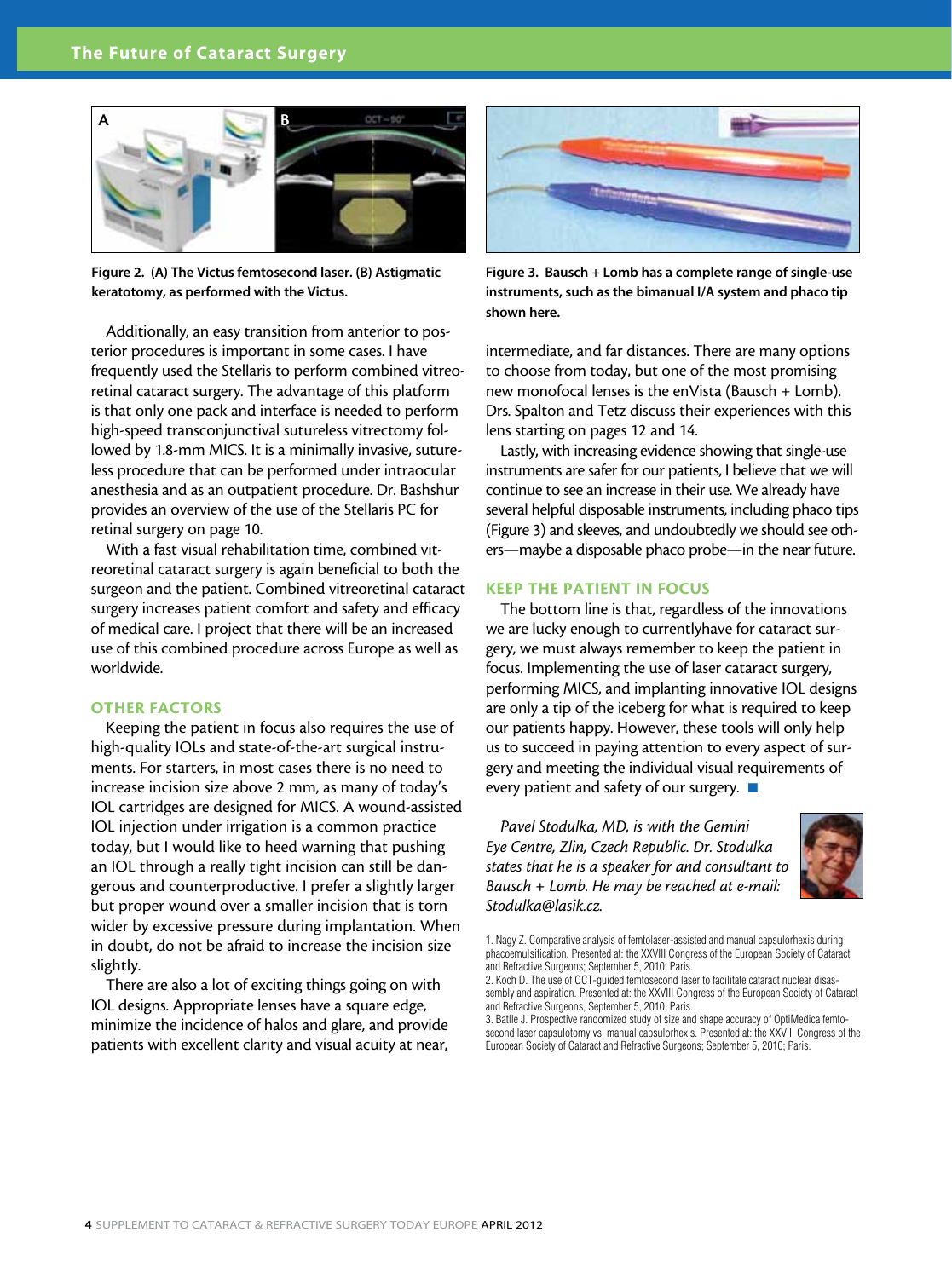Figure 2. (A) The Victus femtosecond laser. (B) Astigmatic keratotomy, as performed with the Victus.

Additionally, an easy transition from anterior to posterior procedures is important in some cases. I have frequently used the Stellaris to perform combined vitreoretinal cataract surgery. The advantage of this platform is that only one pack and interface is needed to perform high-speed transconjunctival sutureless vitrectomy followed by 1.8-mm MICS. It is a minimally invasive, sutureless procedure that can be performed under intraocular anesthesia and as an outpatient procedure. Dr. Bashshur provides an overview of the use of the Stellaris PC for retinal surgery on page 10.

With a fast visual rehabilitation time, combined vitreoretinal cataract surgery is again beneficial to both the surgeon and the patient. Combined vitreoretinal cataract surgery increases patient comfort and safety and efficacy of medical care. I project that there will be an increased use of this combined procedure across Europe as well as worldwide.

## OTHER FACTORS

Keeping the patient in focus also requires the use of high-quality IOLs and state-of-the-art surgical instruments. For starters, in most cases there is no need to increase incision size above 2 mm, as many of today's IOL cartridges are designed for MICS. A wound-assisted IOL injection under irrigation is a common practice today, but I would like to heed warning that pushing an IOL through a really tight incision can still be dangerous and counterproductive. I prefer a slightly larger but proper wound over a smaller incision that is torn wider by excessive pressure during implantation. When in doubt, do not be afraid to increase the incision size slightly.

There are also a lot of exciting things going on with IOL designs. Appropriate lenses have a square edge, minimize the incidence of halos and glare, and provide patients with excellent clarity and visual acuity at near, intermediate, and far distances. There are many options to choose from today, but one of the most promising new monofocal lenses is the enVista (Bausch + Lomb). Drs. Spalton and Tetz discuss their experiences with this lens starting on pages 12 and 14.

Figure 3. Bausch + Lomb has a complete range of single-use instruments, such as the bimanual I/A system and phaco tip shown here.

Lastly, with increasing evidence showing that single-use instruments are safer for our patients, I believe that we will continue to see an increase in their use. We already have several helpful disposable instruments, including phaco tips (Figure 3) and sleeves, and undoubtedly we should see others—maybe a disposable phaco probe—in the near future.

## KEEP THE PATIENT IN FOCUS

The bottom line is that, regardless of the innovations we are lucky enough to currentlyhave for cataract surgery, we must always remember to keep the patient in focus. Implementing the use of laser cataract surgery, performing MICS, and implanting innovative IOL designs are only a tip of the iceberg for what is required to keep our patients happy. However, these tools will only help us to succeed in paying attention to every aspect of surgery and meeting the individual visual requirements of every patient and safety of our surgery. ■

*Pavel Stodulka, MD, is with the Gemini Eye Centre, Zlin, Czech Republic. Dr. Stodulka states that he is a speaker for and consultant to Bausch + Lomb. He may be reached at e-mail: Stodulka@lasik.cz.*

1. Nagy Z. Comparative analysis of femtolaser-assisted and manual capsulorhexis during phacoemulsification. Presented at: the XXVIII Congress of the European Society of Cataract and Refractive Surgeons; September 5, 2010; Paris.
2. Koch D. The use of OCT-guided femtosecond laser to facilitate cataract nuclear disassembly and aspiration. Presented at: the XXVIII Congress of the European Society of Cataract and Refractive Surgeons; September 5, 2010; Paris.
3. Batlle J. Prospective randomized study of size and shape accuracy of OptiMedica femtosecond laser capsulotomy vs. manual capsulorhexis. Presented at: the XXVIII Congress of the European Society of Cataract and Refractive Surgeons; September 5, 2010; Paris.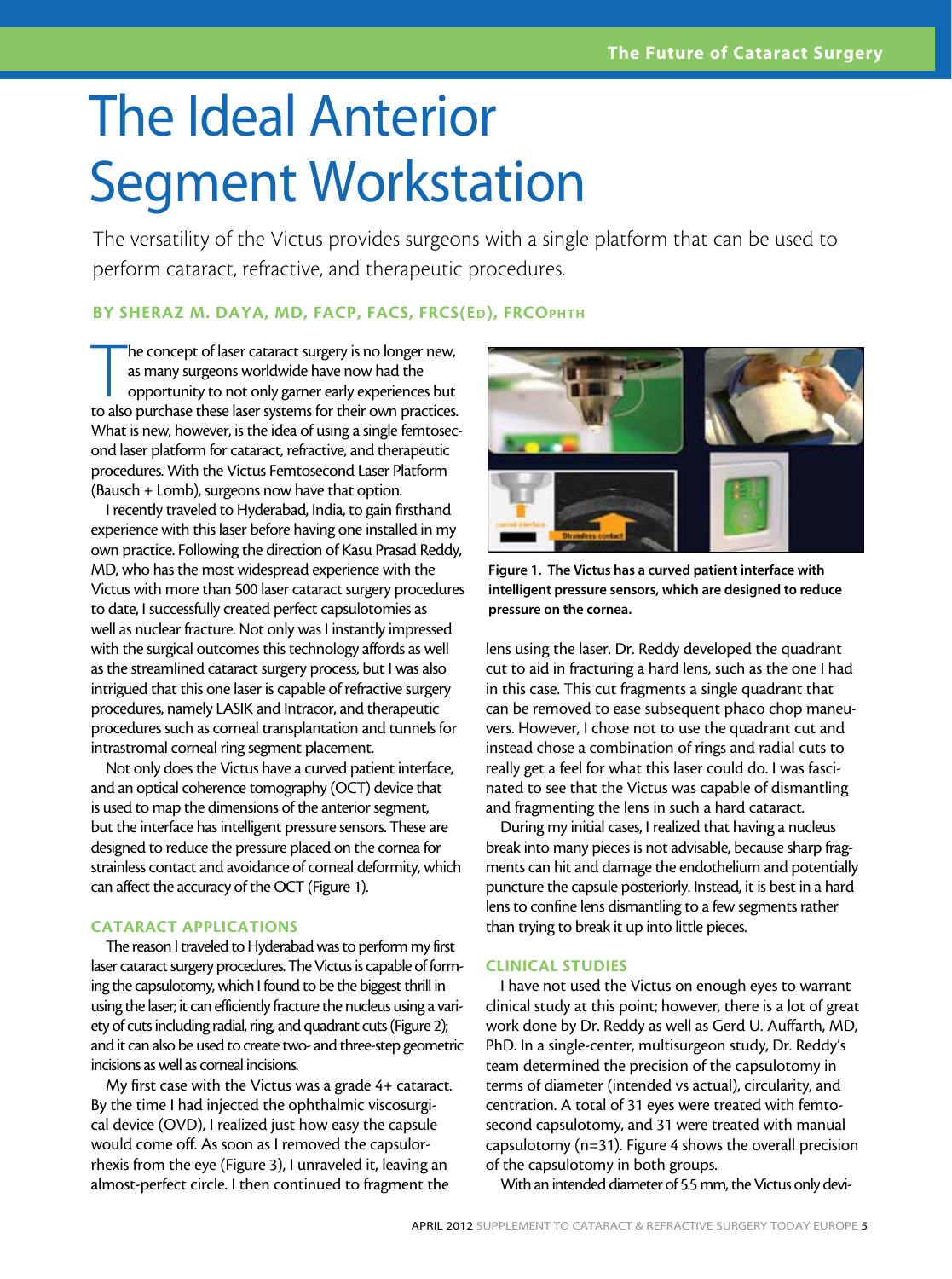# The Ideal Anterior Segment Workstation

The versatility of the Victus provides surgeons with a single platform that can be used to perform cataract, refractive, and therapeutic procedures.

**BY SHERAZ M. DAYA, MD, FACP, FACS, FRCS(ED), FRCOPHTH**

The concept of laser cataract surgery is no longer new, as many surgeons worldwide have now had the opportunity to not only garner early experiences but to also purchase these laser systems for their own practices. What is new, however, is the idea of using a single femtosecond laser platform for cataract, refractive, and therapeutic procedures. With the Victus Femtosecond Laser Platform (Bausch + Lomb), surgeons now have that option.

I recently traveled to Hyderabad, India, to gain firsthand experience with this laser before having one installed in my own practice. Following the direction of Kasu Prasad Reddy, MD, who has the most widespread experience with the Victus with more than 500 laser cataract surgery procedures to date, I successfully created perfect capsulotomies as well as nuclear fracture. Not only was I instantly impressed with the surgical outcomes this technology affords as well as the streamlined cataract surgery process, but I was also intrigued that this one laser is capable of refractive surgery procedures, namely LASIK and Intracor, and therapeutic procedures such as corneal transplantation and tunnels for intrastromal corneal ring segment placement.

Not only does the Victus have a curved patient interface, and an optical coherence tomography (OCT) device that is used to map the dimensions of the anterior segment, but the interface has intelligent pressure sensors. These are designed to reduce the pressure placed on the cornea for strainless contact and avoidance of corneal deformity, which can affect the accuracy of the OCT (Figure 1).

**Figure 1. The Victus has a curved patient interface with intelligent pressure sensors, which are designed to reduce pressure on the cornea.**

## CATARACT APPLICATIONS

The reason I traveled to Hyderabad was to perform my first laser cataract surgery procedures. The Victus is capable of forming the capsulotomy, which I found to be the biggest thrill in using the laser; it can efficiently fracture the nucleus using a variety of cuts including radial, ring, and quadrant cuts (Figure 2); and it can also be used to create two- and three-step geometric incisions as well as corneal incisions.

My first case with the Victus was a grade 4+ cataract. By the time I had injected the ophthalmic viscosurgical device (OVD), I realized just how easy the capsule would come off. As soon as I removed the capsulorrhexis from the eye (Figure 3), I unraveled it, leaving an almost-perfect circle. I then continued to fragment the lens using the laser. Dr. Reddy developed the quadrant cut to aid in fracturing a hard lens, such as the one I had in this case. This cut fragments a single quadrant that can be removed to ease subsequent phaco chop maneuvers. However, I chose not to use the quadrant cut and instead chose a combination of rings and radial cuts to really get a feel for what this laser could do. I was fascinated to see that the Victus was capable of dismantling and fragmenting the lens in such a hard cataract.

During my initial cases, I realized that having a nucleus break into many pieces is not advisable, because sharp fragments can hit and damage the endothelium and potentially puncture the capsule posteriorly. Instead, it is best in a hard lens to confine lens dismantling to a few segments rather than trying to break it up into little pieces.

## CLINICAL STUDIES

I have not used the Victus on enough eyes to warrant clinical study at this point; however, there is a lot of great work done by Dr. Reddy as well as Gerd U. Auffarth, MD, PhD. In a single-center, multisurgeon study, Dr. Reddy's team determined the precision of the capsulotomy in terms of diameter (intended vs actual), circularity, and centration. A total of 31 eyes were treated with femtosecond capsulotomy, and 31 were treated with manual capsulotomy (n=31). Figure 4 shows the overall precision of the capsulotomy in both groups.

With an intended diameter of 5.5 mm, the Victus only devi-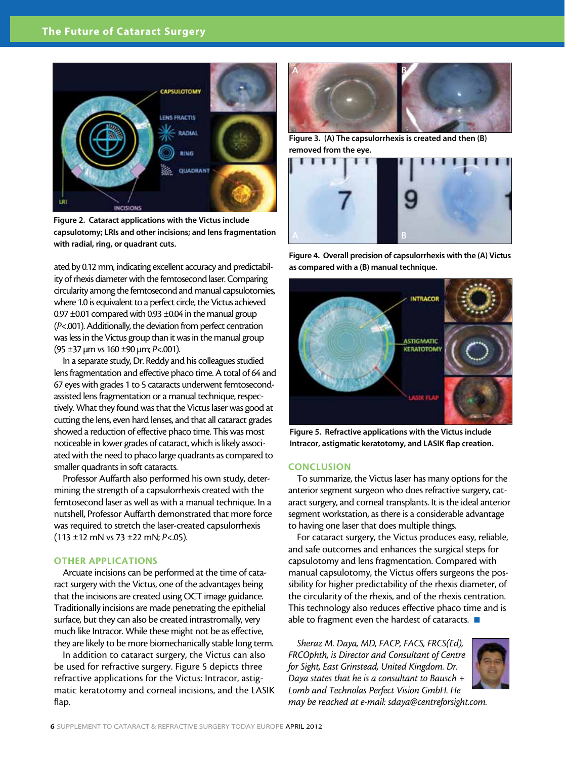Figure 2. Cataract applications with the Victus include capsulotomy; LRIs and other incisions; and lens fragmentation with radial, ring, or quadrant cuts.

ated by 0.12 mm, indicating excellent accuracy and predictability of rhexis diameter with the femtosecond laser. Comparing circularity among the femtosecond and manual capsulotomies, where 1.0 is equivalent to a perfect circle, the Victus achieved 0.97 ±0.01 compared with 0.93 ±0.04 in the manual group ($P$<.001). Additionally, the deviation from perfect centration was less in the Victus group than it was in the manual group (95 ±37 µm vs 160 ±90 µm; $P$<.001).

In a separate study, Dr. Reddy and his colleagues studied lens fragmentation and effective phaco time. A total of 64 and 67 eyes with grades 1 to 5 cataracts underwent femtosecond-assisted lens fragmentation or a manual technique, respectively. What they found was that the Victus laser was good at cutting the lens, even hard lenses, and that all cataract grades showed a reduction of effective phaco time. This was most noticeable in lower grades of cataract, which is likely associated with the need to phaco large quadrants as compared to smaller quadrants in soft cataracts.

Professor Auffarth also performed his own study, determining the strength of a capsulorrhexis created with the femtosecond laser as well as with a manual technique. In a nutshell, Professor Auffarth demonstrated that more force was required to stretch the laser-created capsulorrhexis (113 ±12 mN vs 73 ±22 mN; $P$<.05).

## OTHER APPLICATIONS

Arcuate incisions can be performed at the time of cataract surgery with the Victus, one of the advantages being that the incisions are created using OCT image guidance. Traditionally incisions are made penetrating the epithelial surface, but they can also be created intrastromally, very much like Intracor. While these might not be as effective, they are likely to be more biomechanically stable long term.

In addition to cataract surgery, the Victus can also be used for refractive surgery. Figure 5 depicts three refractive applications for the Victus: Intracor, astigmatic keratotomy and corneal incisions, and the LASIK flap.

Figure 3. (A) The capsulorrhexis is created and then (B) removed from the eye.

Figure 4. Overall precision of capsulorrhexis with the (A) Victus as compared with a (B) manual technique.

Figure 5. Refractive applications with the Victus include Intracor, astigmatic keratotomy, and LASIK flap creation.

## CONCLUSION

To summarize, the Victus laser has many options for the anterior segment surgeon who does refractive surgery, cataract surgery, and corneal transplants. It is the ideal anterior segment workstation, as there is a considerable advantage to having one laser that does multiple things.

For cataract surgery, the Victus produces easy, reliable, and safe outcomes and enhances the surgical steps for capsulotomy and lens fragmentation. Compared with manual capsulotomy, the Victus offers surgeons the possibility for higher predictability of the rhexis diameter, of the circularity of the rhexis, and of the rhexis centration. This technology also reduces effective phaco time and is able to fragment even the hardest of cataracts. ■

*Sheraz M. Daya, MD, FACP, FACS, FRCS(Ed), FRCOphth, is Director and Consultant of Centre for Sight, East Grinstead, United Kingdom. Dr. Daya states that he is a consultant to Bausch + Lomb and Technolas Perfect Vision GmbH. He may be reached at e-mail: sdaya@centreforsight.com.*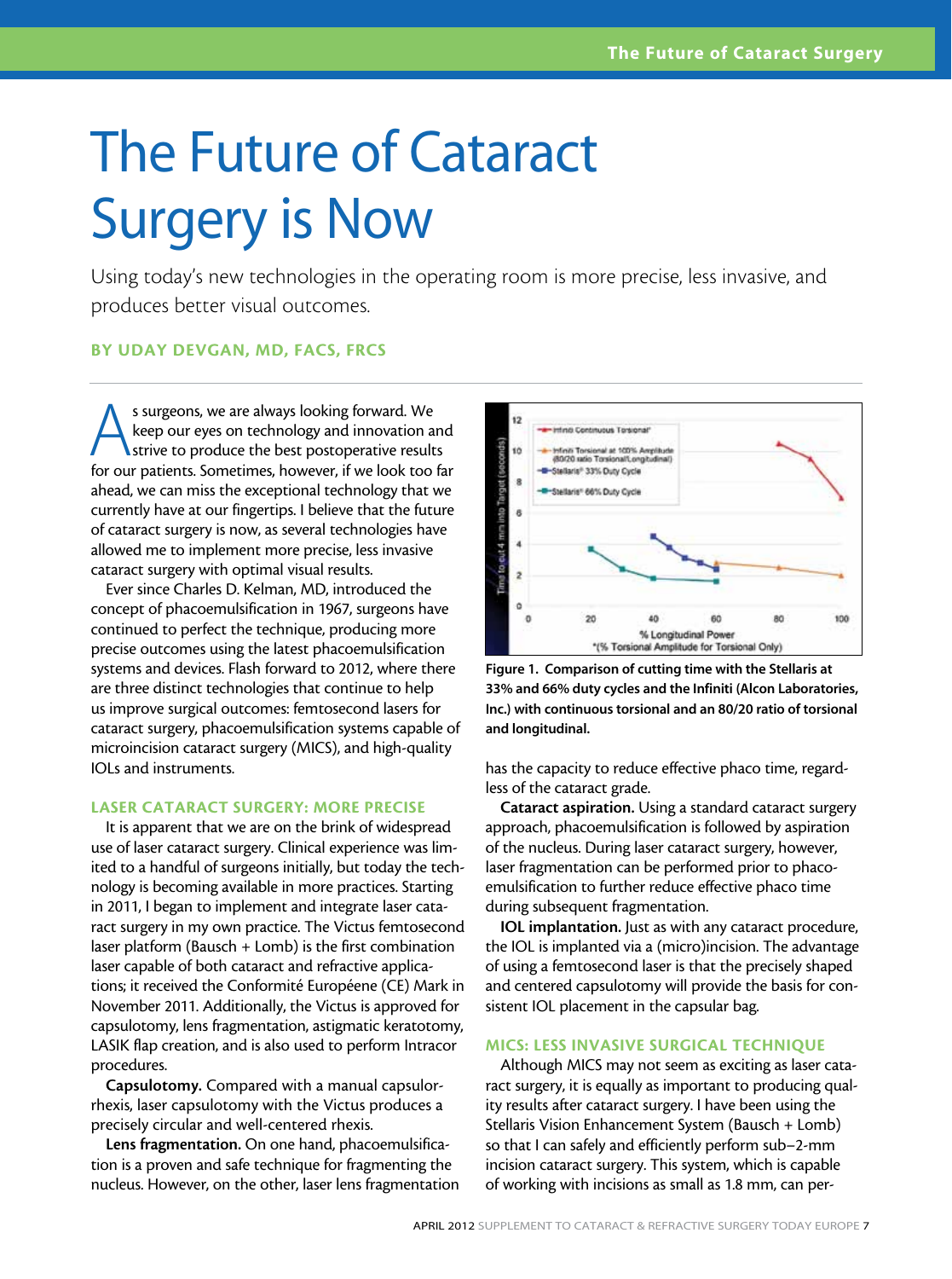# The Future of Cataract Surgery is Now

Using today's new technologies in the operating room is more precise, less invasive, and produces better visual outcomes.

**BY UDAY DEVGAN, MD, FACS, FRCS**

As surgeons, we are always looking forward. We keep our eyes on technology and innovation and strive to produce the best postoperative results for our patients. Sometimes, however, if we look too far ahead, we can miss the exceptional technology that we currently have at our fingertips. I believe that the future of cataract surgery is now, as several technologies have allowed me to implement more precise, less invasive cataract surgery with optimal visual results.

Ever since Charles D. Kelman, MD, introduced the concept of phacoemulsification in 1967, surgeons have continued to perfect the technique, producing more precise outcomes using the latest phacoemulsification systems and devices. Flash forward to 2012, where there are three distinct technologies that continue to help us improve surgical outcomes: femtosecond lasers for cataract surgery, phacoemulsification systems capable of microincision cataract surgery (MICS), and high-quality IOLs and instruments.

## LASER CATARACT SURGERY: MORE PRECISE

It is apparent that we are on the brink of widespread use of laser cataract surgery. Clinical experience was limited to a handful of surgeons initially, but today the technology is becoming available in more practices. Starting in 2011, I began to implement and integrate laser cataract surgery in my own practice. The Victus femtosecond laser platform (Bausch + Lomb) is the first combination laser capable of both cataract and refractive applications; it received the Conformité Européene (CE) Mark in November 2011. Additionally, the Victus is approved for capsulotomy, lens fragmentation, astigmatic keratotomy, LASIK flap creation, and is also used to perform Intracor procedures.

**Capsulotomy.** Compared with a manual capsulorrhexis, laser capsulotomy with the Victus produces a precisely circular and well-centered rhexis.

**Lens fragmentation.** On one hand, phacoemulsification is a proven and safe technique for fragmenting the nucleus. However, on the other, laser lens fragmentation has the capacity to reduce effective phaco time, regardless of the cataract grade.

**Figure 1. Comparison of cutting time with the Stellaris at 33% and 66% duty cycles and the Infiniti (Alcon Laboratories, Inc.) with continuous torsional and an 80/20 ratio of torsional and longitudinal.**

**Cataract aspiration.** Using a standard cataract surgery approach, phacoemulsification is followed by aspiration of the nucleus. During laser cataract surgery, however, laser fragmentation can be performed prior to phacoemulsification to further reduce effective phaco time during subsequent fragmentation.

**IOL implantation.** Just as with any cataract procedure, the IOL is implanted via a (micro)incision. The advantage of using a femtosecond laser is that the precisely shaped and centered capsulotomy will provide the basis for consistent IOL placement in the capsular bag.

## MICS: LESS INVASIVE SURGICAL TECHNIQUE

Although MICS may not seem as exciting as laser cataract surgery, it is equally as important to producing quality results after cataract surgery. I have been using the Stellaris Vision Enhancement System (Bausch + Lomb) so that I can safely and efficiently perform sub–2-mm incision cataract surgery. This system, which is capable of working with incisions as small as 1.8 mm, can per-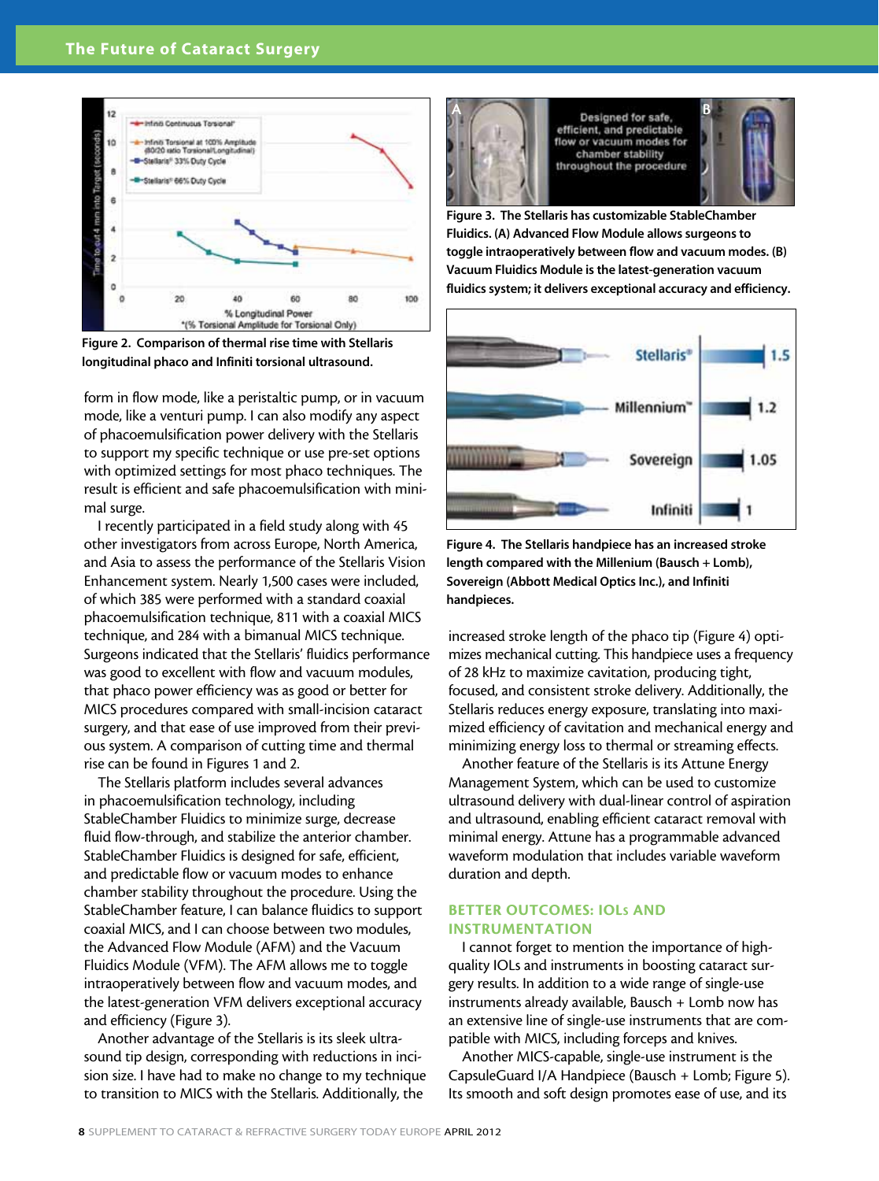Figure 2. Comparison of thermal rise time with Stellaris longitudinal phaco and Infiniti torsional ultrasound.

form in flow mode, like a peristaltic pump, or in vacuum mode, like a venturi pump. I can also modify any aspect of phacoemulsification power delivery with the Stellaris to support my specific technique or use pre-set options with optimized settings for most phaco techniques. The result is efficient and safe phacoemulsification with minimal surge.

I recently participated in a field study along with 45 other investigators from across Europe, North America, and Asia to assess the performance of the Stellaris Vision Enhancement system. Nearly 1,500 cases were included, of which 385 were performed with a standard coaxial phacoemulsification technique, 811 with a coaxial MICS technique, and 284 with a bimanual MICS technique. Surgeons indicated that the Stellaris' fluidics performance was good to excellent with flow and vacuum modules, that phaco power efficiency was as good or better for MICS procedures compared with small-incision cataract surgery, and that ease of use improved from their previous system. A comparison of cutting time and thermal rise can be found in Figures 1 and 2.

The Stellaris platform includes several advances in phacoemulsification technology, including StableChamber Fluidics to minimize surge, decrease fluid flow-through, and stabilize the anterior chamber. StableChamber Fluidics is designed for safe, efficient, and predictable flow or vacuum modes to enhance chamber stability throughout the procedure. Using the StableChamber feature, I can balance fluidics to support coaxial MICS, and I can choose between two modules, the Advanced Flow Module (AFM) and the Vacuum Fluidics Module (VFM). The AFM allows me to toggle intraoperatively between flow and vacuum modes, and the latest-generation VFM delivers exceptional accuracy and efficiency (Figure 3).

Another advantage of the Stellaris is its sleek ultrasound tip design, corresponding with reductions in incision size. I have had to make no change to my technique to transition to MICS with the Stellaris. Additionally, the increased stroke length of the phaco tip (Figure 4) optimizes mechanical cutting. This handpiece uses a frequency of 28 kHz to maximize cavitation, producing tight, focused, and consistent stroke delivery. Additionally, the Stellaris reduces energy exposure, translating into maximized efficiency of cavitation and mechanical energy and minimizing energy loss to thermal or streaming effects.

Figure 3. The Stellaris has customizable StableChamber Fluidics. (A) Advanced Flow Module allows surgeons to toggle intraoperatively between flow and vacuum modes. (B) Vacuum Fluidics Module is the latest-generation vacuum fluidics system; it delivers exceptional accuracy and efficiency.

Figure 4. The Stellaris handpiece has an increased stroke length compared with the Millenium (Bausch + Lomb), Sovereign (Abbott Medical Optics Inc.), and Infiniti handpieces.

Another feature of the Stellaris is its Attune Energy Management System, which can be used to customize ultrasound delivery with dual-linear control of aspiration and ultrasound, enabling efficient cataract removal with minimal energy. Attune has a programmable advanced waveform modulation that includes variable waveform duration and depth.

## BETTER OUTCOMES: IOLs AND INSTRUMENTATION

I cannot forget to mention the importance of high-quality IOLs and instruments in boosting cataract surgery results. In addition to a wide range of single-use instruments already available, Bausch + Lomb now has an extensive line of single-use instruments that are compatible with MICS, including forceps and knives.

Another MICS-capable, single-use instrument is the CapsuleGuard I/A Handpiece (Bausch + Lomb; Figure 5). Its smooth and soft design promotes ease of use, and its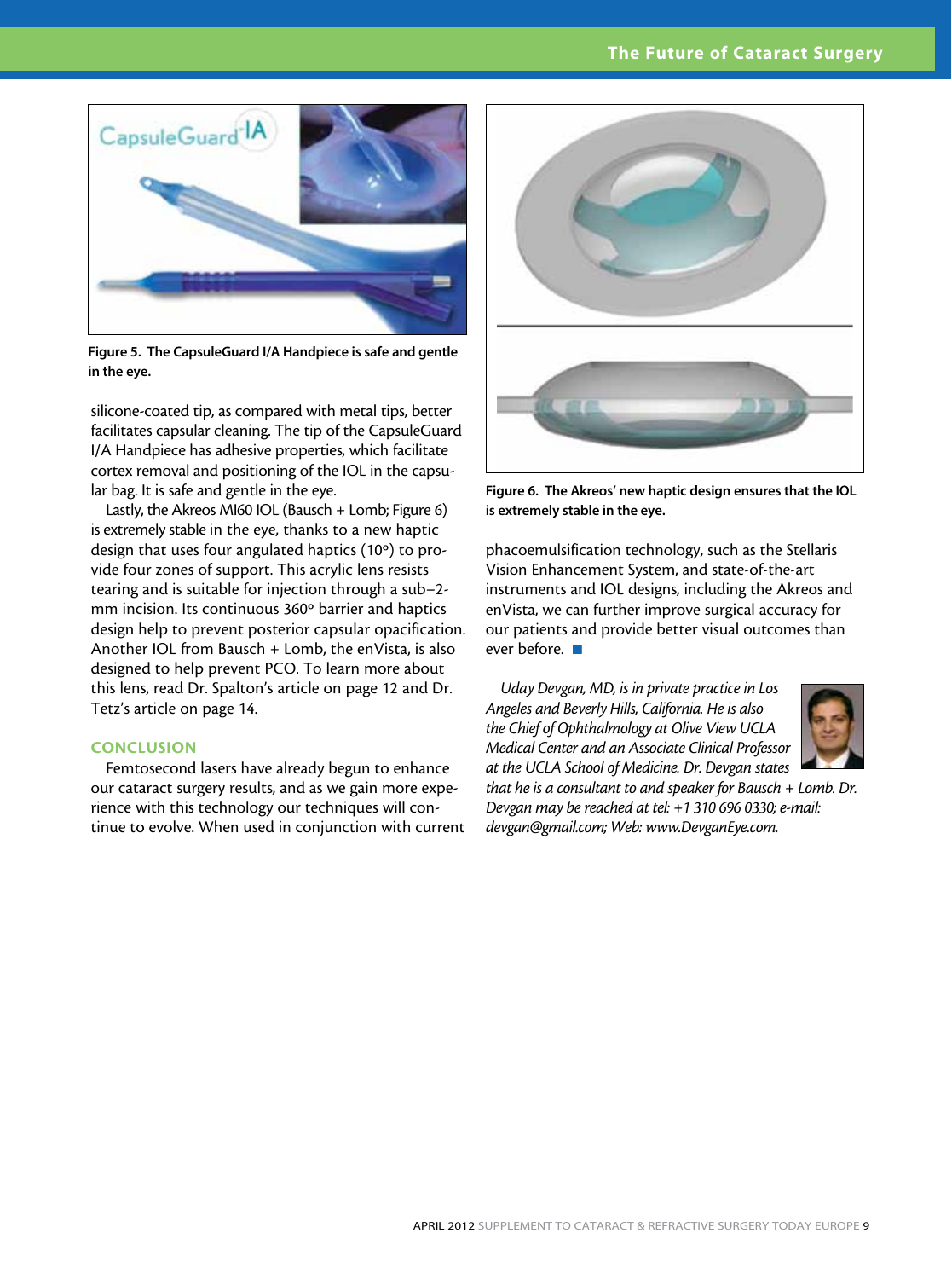Figure 5. The CapsuleGuard I/A Handpiece is safe and gentle in the eye.

silicone-coated tip, as compared with metal tips, better facilitates capsular cleaning. The tip of the CapsuleGuard I/A Handpiece has adhesive properties, which facilitate cortex removal and positioning of the IOL in the capsular bag. It is safe and gentle in the eye.

Lastly, the Akreos MI60 IOL (Bausch + Lomb; Figure 6) is extremely stable in the eye, thanks to a new haptic design that uses four angulated haptics (10º) to provide four zones of support. This acrylic lens resists tearing and is suitable for injection through a sub–2-mm incision. Its continuous 360º barrier and haptics design help to prevent posterior capsular opacification. Another IOL from Bausch + Lomb, the enVista, is also designed to help prevent PCO. To learn more about this lens, read Dr. Spalton's article on page 12 and Dr. Tetz's article on page 14.

## CONCLUSION

Femtosecond lasers have already begun to enhance our cataract surgery results, and as we gain more experience with this technology our techniques will continue to evolve. When used in conjunction with current phacoemulsification technology, such as the Stellaris Vision Enhancement System, and state-of-the-art instruments and IOL designs, including the Akreos and enVista, we can further improve surgical accuracy for our patients and provide better visual outcomes than ever before. ■

Figure 6. The Akreos' new haptic design ensures that the IOL is extremely stable in the eye.

*Uday Devgan, MD, is in private practice in Los Angeles and Beverly Hills, California. He is also the Chief of Ophthalmology at Olive View UCLA Medical Center and an Associate Clinical Professor at the UCLA School of Medicine. Dr. Devgan states that he is a consultant to and speaker for Bausch + Lomb. Dr. Devgan may be reached at tel: +1 310 696 0330; e-mail: devgan@gmail.com; Web: www.DevganEye.com.*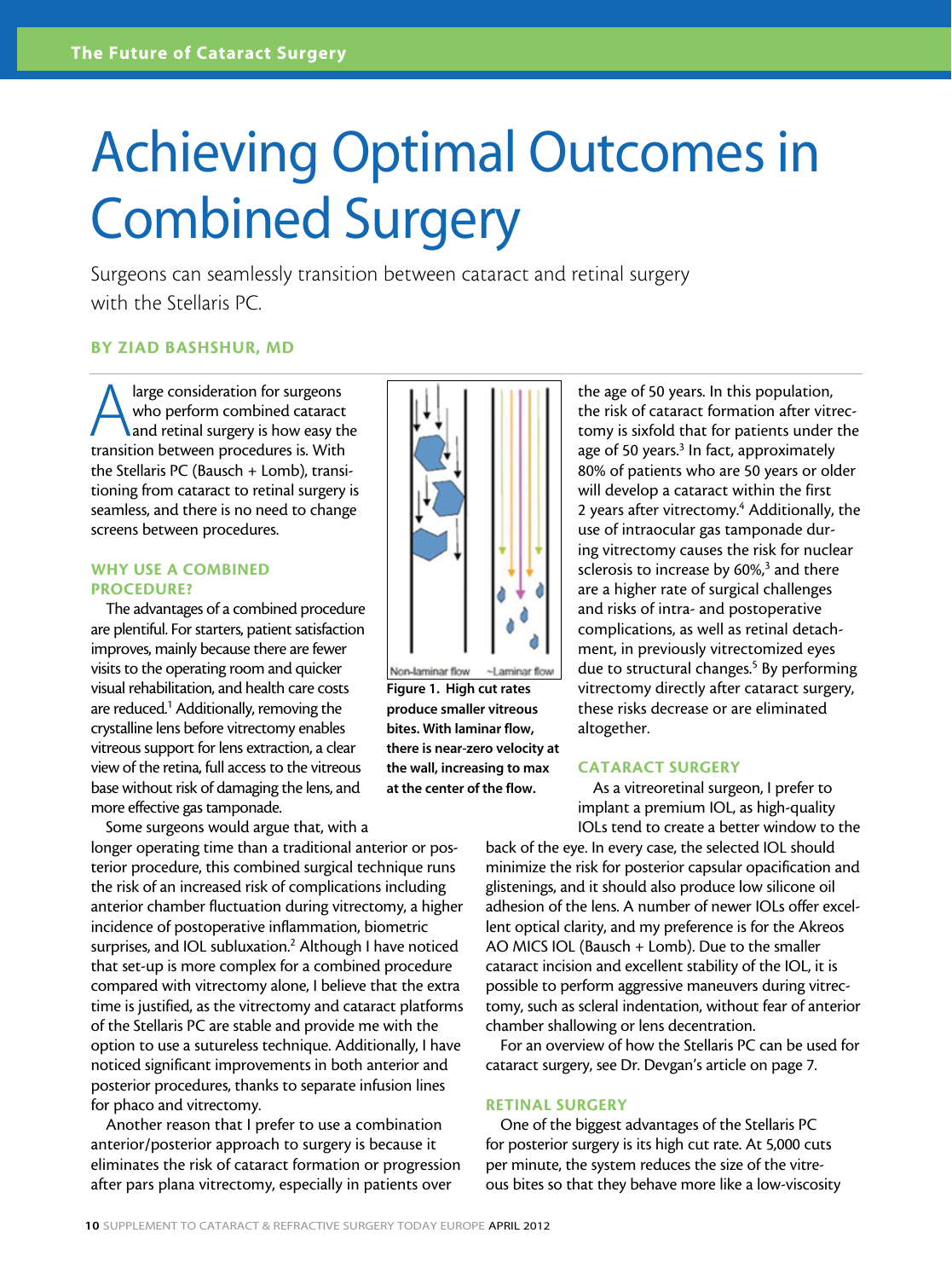# Achieving Optimal Outcomes in Combined Surgery

Surgeons can seamlessly transition between cataract and retinal surgery with the Stellaris PC.

**BY ZIAD BASHSHUR, MD**

A large consideration for surgeons who perform combined cataract and retinal surgery is how easy the transition between procedures is. With the Stellaris PC (Bausch + Lomb), transitioning from cataract to retinal surgery is seamless, and there is no need to change screens between procedures.

## WHY USE A COMBINED PROCEDURE?

The advantages of a combined procedure are plentiful. For starters, patient satisfaction improves, mainly because there are fewer visits to the operating room and quicker visual rehabilitation, and health care costs are reduced.[1] Additionally, removing the crystalline lens before vitrectomy enables vitreous support for lens extraction, a clear view of the retina, full access to the vitreous base without risk of damaging the lens, and more effective gas tamponade.

Some surgeons would argue that, with a longer operating time than a traditional anterior or posterior procedure, this combined surgical technique runs the risk of an increased risk of complications including anterior chamber fluctuation during vitrectomy, a higher incidence of postoperative inflammation, biometric surprises, and IOL subluxation.[2] Although I have noticed that set-up is more complex for a combined procedure compared with vitrectomy alone, I believe that the extra time is justified, as the vitrectomy and cataract platforms of the Stellaris PC are stable and provide me with the option to use a sutureless technique. Additionally, I have noticed significant improvements in both anterior and posterior procedures, thanks to separate infusion lines for phaco and vitrectomy.

Another reason that I prefer to use a combination anterior/posterior approach to surgery is because it eliminates the risk of cataract formation or progression after pars plana vitrectomy, especially in patients over the age of 50 years. In this population, the risk of cataract formation after vitrectomy is sixfold that for patients under the age of 50 years.[3] In fact, approximately 80% of patients who are 50 years or older will develop a cataract within the first 2 years after vitrectomy.[4] Additionally, the use of intraocular gas tamponade during vitrectomy causes the risk for nuclear sclerosis to increase by 60%,[3] and there are a higher rate of surgical challenges and risks of intra- and postoperative complications, as well as retinal detachment, in previously vitrectomized eyes due to structural changes.[5] By performing vitrectomy directly after cataract surgery, these risks decrease or are eliminated altogether.

Non-laminar flow ~Laminar flow

**Figure 1. High cut rates produce smaller vitreous bites. With laminar flow, there is near-zero velocity at the wall, increasing to max at the center of the flow.**

## CATARACT SURGERY

As a vitreoretinal surgeon, I prefer to implant a premium IOL, as high-quality IOLs tend to create a better window to the back of the eye. In every case, the selected IOL should minimize the risk for posterior capsular opacification and glistenings, and it should also produce low silicone oil adhesion of the lens. A number of newer IOLs offer excellent optical clarity, and my preference is for the Akreos AO MICS IOL (Bausch + Lomb). Due to the smaller cataract incision and excellent stability of the IOL, it is possible to perform aggressive maneuvers during vitrectomy, such as scleral indentation, without fear of anterior chamber shallowing or lens decentration.

For an overview of how the Stellaris PC can be used for cataract surgery, see Dr. Devgan's article on page 7.

## RETINAL SURGERY

One of the biggest advantages of the Stellaris PC for posterior surgery is its high cut rate. At 5,000 cuts per minute, the system reduces the size of the vitreous bites so that they behave more like a low-viscosity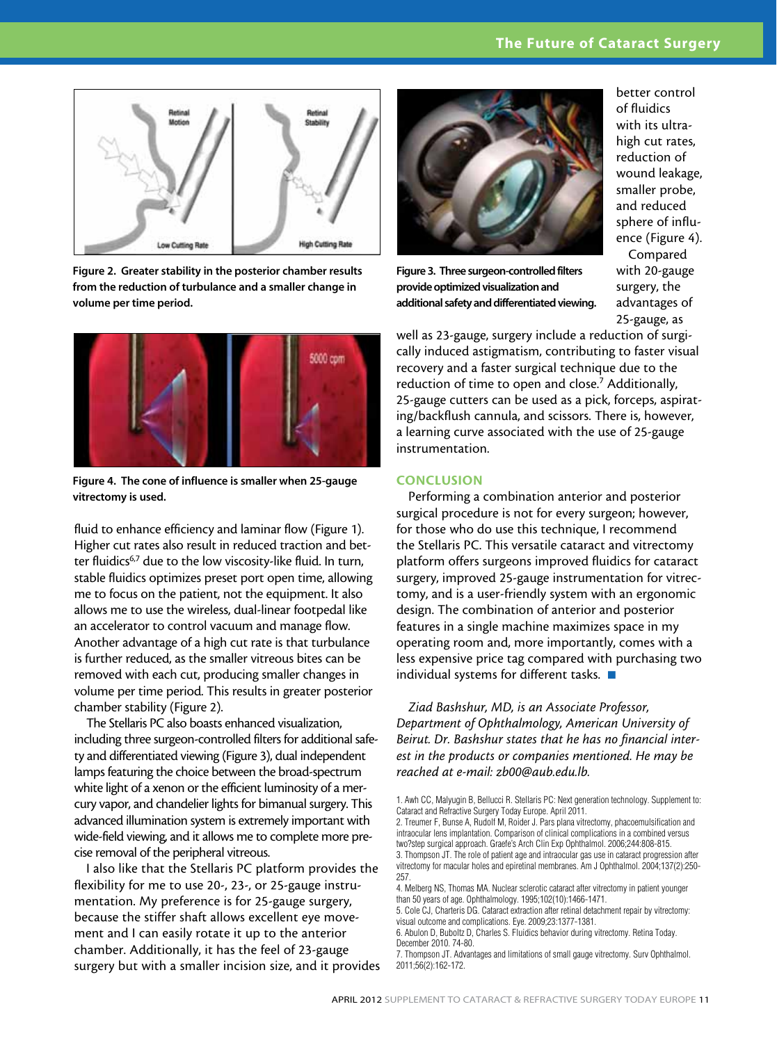Figure 2. Greater stability in the posterior chamber results from the reduction of turbulance and a smaller change in volume per time period.

Figure 4. The cone of influence is smaller when 25-gauge vitrectomy is used.

fluid to enhance efficiency and laminar flow (Figure 1). Higher cut rates also result in reduced traction and better fluidics[6,7] due to the low viscosity-like fluid. In turn, stable fluidics optimizes preset port open time, allowing me to focus on the patient, not the equipment. It also allows me to use the wireless, dual-linear footpedal like an accelerator to control vacuum and manage flow. Another advantage of a high cut rate is that turbulance is further reduced, as the smaller vitreous bites can be removed with each cut, producing smaller changes in volume per time period. This results in greater posterior chamber stability (Figure 2).

The Stellaris PC also boasts enhanced visualization, including three surgeon-controlled filters for additional safety and differentiated viewing (Figure 3), dual independent lamps featuring the choice between the broad-spectrum white light of a xenon or the efficient luminosity of a mercury vapor, and chandelier lights for bimanual surgery. This advanced illumination system is extremely important with wide-field viewing, and it allows me to complete more precise removal of the peripheral vitreous.

I also like that the Stellaris PC platform provides the flexibility for me to use 20-, 23-, or 25-gauge instrumentation. My preference is for 25-gauge surgery, because the stiffer shaft allows excellent eye movement and I can easily rotate it up to the anterior chamber. Additionally, it has the feel of 23-gauge surgery but with a smaller incision size, and it provides better control of fluidics with its ultra-high cut rates, reduction of wound leakage, smaller probe, and reduced sphere of influence (Figure 4).

Figure 3. Three surgeon-controlled filters provide optimized visualization and additional safety and differentiated viewing.

Compared with 20-gauge surgery, the advantages of 25-gauge, as well as 23-gauge, surgery include a reduction of surgically induced astigmatism, contributing to faster visual recovery and a faster surgical technique due to the reduction of time to open and close.[7] Additionally, 25-gauge cutters can be used as a pick, forceps, aspirating/backflush cannula, and scissors. There is, however, a learning curve associated with the use of 25-gauge instrumentation.

## CONCLUSION

Performing a combination anterior and posterior surgical procedure is not for every surgeon; however, for those who do use this technique, I recommend the Stellaris PC. This versatile cataract and vitrectomy platform offers surgeons improved fluidics for cataract surgery, improved 25-gauge instrumentation for vitrectomy, and is a user-friendly system with an ergonomic design. The combination of anterior and posterior features in a single machine maximizes space in my operating room and, more importantly, comes with a less expensive price tag compared with purchasing two individual systems for different tasks. ■

*Ziad Bashshur, MD, is an Associate Professor, Department of Ophthalmology, American University of Beirut. Dr. Bashshur states that he has no financial interest in the products or companies mentioned. He may be reached at e-mail: zb00@aub.edu.lb.*

1. Awh CC, Malyugin B, Bellucci R. Stellaris PC: Next generation technology. Supplement to: Cataract and Refractive Surgery Today Europe. April 2011.
2. Treumer F, Bunse A, Rudolf M, Roider J. Pars plana vitrectomy, phacoemulsification and intraocular lens implantation. Comparison of clinical complications in a combined versus two?step surgical approach. Graefe's Arch Clin Exp Ophthalmol. 2006;244:808-815.
3. Thompson JT. The role of patient age and intraocular gas use in cataract progression after vitrectomy for macular holes and epiretinal membranes. Am J Ophthalmol. 2004;137(2):250-257.
4. Melberg NS, Thomas MA. Nuclear sclerotic cataract after vitrectomy in patient younger than 50 years of age. Ophthalmology. 1995;102(10):1466-1471.
5. Cole CJ, Charteris DG. Cataract extraction after retinal detachment repair by vitrectomy: visual outcome and complications. Eye. 2009;23:1377-1381.
6. Abulon D, Buboltz D, Charles S. Fluidics behavior during vitrectomy. Retina Today. December 2010. 74-80.
7. Thompson JT. Advantages and limitations of small gauge vitrectomy. Surv Ophthalmol. 2011;56(2):162-172.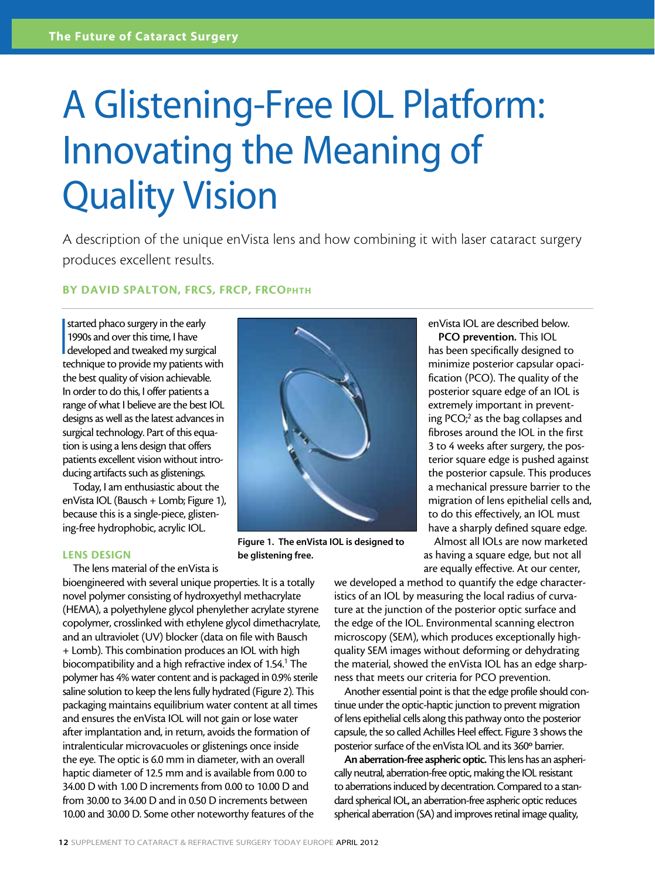# A Glistening-Free IOL Platform: Innovating the Meaning of Quality Vision

A description of the unique enVista lens and how combining it with laser cataract surgery produces excellent results.

**BY DAVID SPALTON, FRCS, FRCP, FRCOphth**

I started phaco surgery in the early 1990s and over this time, I have developed and tweaked my surgical technique to provide my patients with the best quality of vision achievable. In order to do this, I offer patients a range of what I believe are the best IOL designs as well as the latest advances in surgical technology. Part of this equation is using a lens design that offers patients excellent vision without introducing artifacts such as glistenings.

Today, I am enthusiastic about the enVista IOL (Bausch + Lomb; Figure 1), because this is a single-piece, glistening-free hydrophobic, acrylic IOL.

**Figure 1. The enVista IOL is designed to be glistening free.**

## LENS DESIGN

The lens material of the enVista is bioengineered with several unique properties. It is a totally novel polymer consisting of hydroxyethyl methacrylate (HEMA), a polyethylene glycol phenylether acrylate styrene copolymer, crosslinked with ethylene glycol dimethacrylate, and an ultraviolet (UV) blocker (data on file with Bausch + Lomb). This combination produces an IOL with high biocompatibility and a high refractive index of 1.54.[1] The polymer has 4% water content and is packaged in 0.9% sterile saline solution to keep the lens fully hydrated (Figure 2). This packaging maintains equilibrium water content at all times and ensures the enVista IOL will not gain or lose water after implantation and, in return, avoids the formation of intralenticular microvacuoles or glistenings once inside the eye. The optic is 6.0 mm in diameter, with an overall haptic diameter of 12.5 mm and is available from 0.00 to 34.00 D with 1.00 D increments from 0.00 to 10.00 D and from 30.00 to 34.00 D and in 0.50 D increments between 10.00 and 30.00 D. Some other noteworthy features of the enVista IOL are described below.

**PCO prevention.** This IOL has been specifically designed to minimize posterior capsular opacification (PCO). The quality of the posterior square edge of an IOL is extremely important in preventing PCO;[2] as the bag collapses and fibroses around the IOL in the first 3 to 4 weeks after surgery, the posterior square edge is pushed against the posterior capsule. This produces a mechanical pressure barrier to the migration of lens epithelial cells and, to do this effectively, an IOL must have a sharply defined square edge.

Almost all IOLs are now marketed as having a square edge, but not all are equally effective. At our center, we developed a method to quantify the edge characteristics of an IOL by measuring the local radius of curvature at the junction of the posterior optic surface and the edge of the IOL. Environmental scanning electron microscopy (SEM), which produces exceptionally high-quality SEM images without deforming or dehydrating the material, showed the enVista IOL has an edge sharpness that meets our criteria for PCO prevention.

Another essential point is that the edge profile should continue under the optic-haptic junction to prevent migration of lens epithelial cells along this pathway onto the posterior capsule, the so called Achilles Heel effect. Figure 3 shows the posterior surface of the enVista IOL and its 360º barrier.

**An aberration-free aspheric optic.** This lens has an aspherically neutral, aberration-free optic, making the IOL resistant to aberrations induced by decentration. Compared to a standard spherical IOL, an aberration-free aspheric optic reduces spherical aberration (SA) and improves retinal image quality,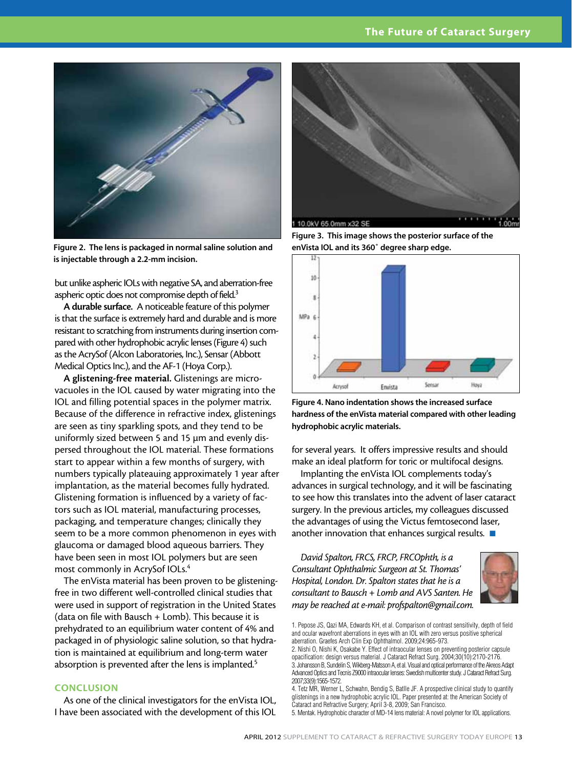Figure 2. The lens is packaged in normal saline solution and is injectable through a 2.2-mm incision.

Figure 3. This image shows the posterior surface of the enVista IOL and its 360˚ degree sharp edge.

Figure 4. Nano indentation shows the increased surface hardness of the enVista material compared with other leading hydrophobic acrylic materials.

but unlike aspheric IOLs with negative SA, and aberration-free aspheric optic does not compromise depth of field.[3]

**A durable surface.** A noticeable feature of this polymer is that the surface is extremely hard and durable and is more resistant to scratching from instruments during insertion compared with other hydrophobic acrylic lenses (Figure 4) such as the AcrySof (Alcon Laboratories, Inc.), Sensar (Abbott Medical Optics Inc.), and the AF-1 (Hoya Corp.).

**A glistening-free material.** Glistenings are microvacuoles in the IOL caused by water migrating into the IOL and filling potential spaces in the polymer matrix. Because of the difference in refractive index, glistenings are seen as tiny sparkling spots, and they tend to be uniformly sized between 5 and 15 µm and evenly dispersed throughout the IOL material. These formations start to appear within a few months of surgery, with numbers typically plateauing approximately 1 year after implantation, as the material becomes fully hydrated. Glistening formation is influenced by a variety of factors such as IOL material, manufacturing processes, packaging, and temperature changes; clinically they seem to be a more common phenomenon in eyes with glaucoma or damaged blood aqueous barriers. They have been seen in most IOL polymers but are seen most commonly in AcrySof IOLs.[4]

The enVista material has been proven to be glistening-free in two different well-controlled clinical studies that were used in support of registration in the United States (data on file with Bausch + Lomb). This because it is prehydrated to an equilibrium water content of 4% and packaged in of physiologic saline solution, so that hydration is maintained at equilibrium and long-term water absorption is prevented after the lens is implanted.[5]

## CONCLUSION

As one of the clinical investigators for the enVista IOL, I have been associated with the development of this IOL for several years. It offers impressive results and should make an ideal platform for toric or multifocal designs.

Implanting the enVista IOL complements today's advances in surgical technology, and it will be fascinating to see how this translates into the advent of laser cataract surgery. In the previous articles, my colleagues discussed the advantages of using the Victus femtosecond laser, another innovation that enhances surgical results. ■

*David Spalton, FRCS, FRCP, FRCOphth, is a Consultant Ophthalmic Surgeon at St. Thomas' Hospital, London. Dr. Spalton states that he is a consultant to Bausch + Lomb and AVS Santen. He may be reached at e-mail: profspalton@gmail.com.*

1. Pepose JS, Qazi MA, Edwards KH, et al. Comparison of contrast sensitivity, depth of field and ocular wavefront aberrations in eyes with an IOL with zero versus positive spherical aberration. Graefes Arch Clin Exp Ophthalmol. 2009;24:965-973.
2. Nishi O, Nishi K, Osakabe Y. Effect of intraocular lenses on preventing posterior capsule opacification: design versus material. J Cataract Refract Surg. 2004;30(10):2170-2176.
3. Johansson B, Sundelin S, Wikberg-Matsson A, et al. Visual and optical performance of the Akreos Adapt Advanced Optics and Tecnis Z9000 intraocular lenses: Swedish multicenter study. J Cataract Refract Surg. 2007;33(9):1565-1572.
4. Tetz MR, Werner L, Schwahn, Bendig S, Batlle JF. A prospective clinical study to quantify glistenings in a new hydrophobic acrylic IOL. Paper presented at: the American Society of Cataract and Refractive Surgery; April 3-8, 2009; San Francisco.
5. Mentak. Hydrophobic character of MD-14 lens material: A novel polymer for IOL applications.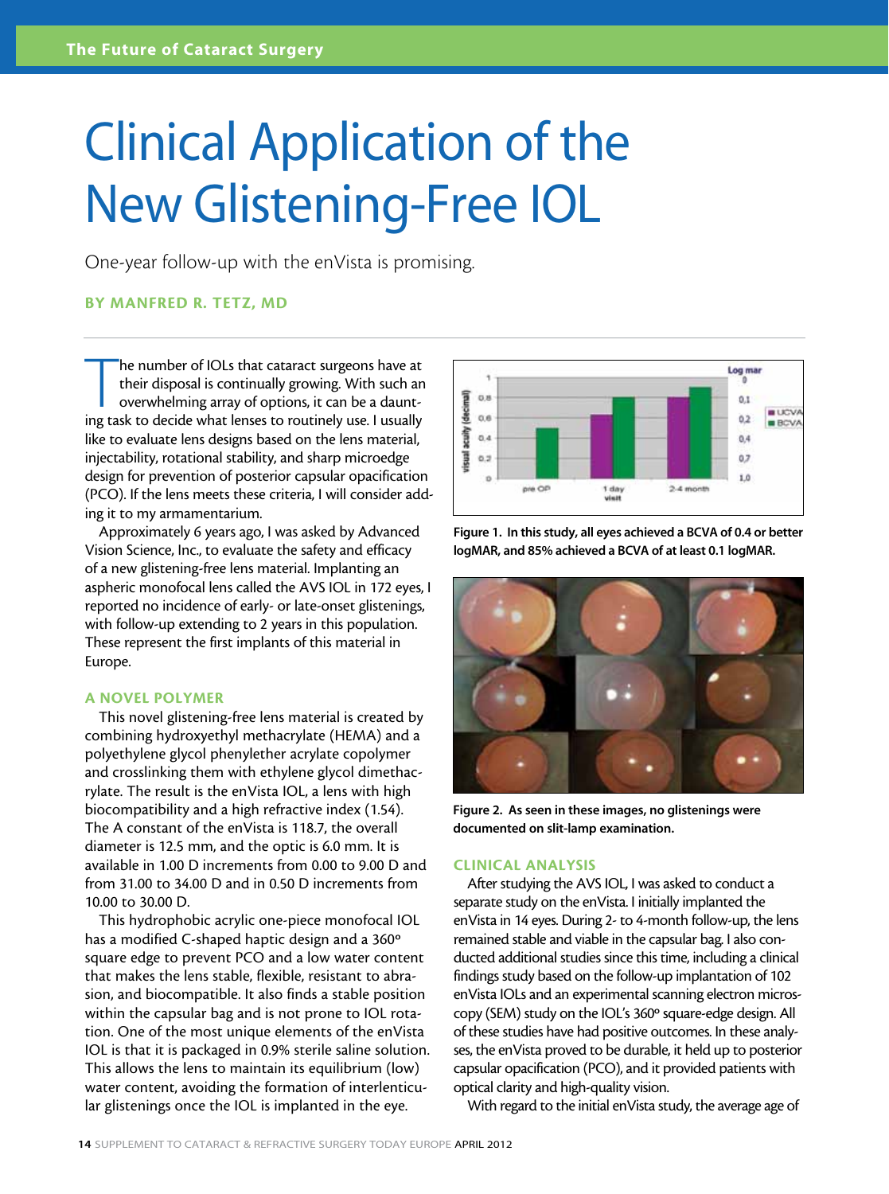# Clinical Application of the New Glistening-Free IOL

One-year follow-up with the enVista is promising.

**BY MANFRED R. TETZ, MD**

The number of IOLs that cataract surgeons have at their disposal is continually growing. With such an overwhelming array of options, it can be a daunting task to decide what lenses to routinely use. I usually like to evaluate lens designs based on the lens material, injectability, rotational stability, and sharp microedge design for prevention of posterior capsular opacification (PCO). If the lens meets these criteria, I will consider adding it to my armamentarium.

Approximately 6 years ago, I was asked by Advanced Vision Science, Inc., to evaluate the safety and efficacy of a new glistening-free lens material. Implanting an aspheric monofocal lens called the AVS IOL in 172 eyes, I reported no incidence of early- or late-onset glistenings, with follow-up extending to 2 years in this population. These represent the first implants of this material in Europe.

## A NOVEL POLYMER

This novel glistening-free lens material is created by combining hydroxyethyl methacrylate (HEMA) and a polyethylene glycol phenylether acrylate copolymer and crosslinking them with ethylene glycol dimethacrylate. The result is the enVista IOL, a lens with high biocompatibility and a high refractive index (1.54). The A constant of the enVista is 118.7, the overall diameter is 12.5 mm, and the optic is 6.0 mm. It is available in 1.00 D increments from 0.00 to 9.00 D and from 31.00 to 34.00 D and in 0.50 D increments from 10.00 to 30.00 D.

This hydrophobic acrylic one-piece monofocal IOL has a modified C-shaped haptic design and a 360° square edge to prevent PCO and a low water content that makes the lens stable, flexible, resistant to abrasion, and biocompatible. It also finds a stable position within the capsular bag and is not prone to IOL rotation. One of the most unique elements of the enVista IOL is that it is packaged in 0.9% sterile saline solution. This allows the lens to maintain its equilibrium (low) water content, avoiding the formation of interlenticular glistenings once the IOL is implanted in the eye.

Figure 1. In this study, all eyes achieved a BCVA of 0.4 or better logMAR, and 85% achieved a BCVA of at least 0.1 logMAR.

Figure 2. As seen in these images, no glistenings were documented on slit-lamp examination.

## CLINICAL ANALYSIS

After studying the AVS IOL, I was asked to conduct a separate study on the enVista. I initially implanted the enVista in 14 eyes. During 2- to 4-month follow-up, the lens remained stable and viable in the capsular bag. I also conducted additional studies since this time, including a clinical findings study based on the follow-up implantation of 102 enVista IOLs and an experimental scanning electron microscopy (SEM) study on the IOL's 360° square-edge design. All of these studies have had positive outcomes. In these analyses, the enVista proved to be durable, it held up to posterior capsular opacification (PCO), and it provided patients with optical clarity and high-quality vision.

With regard to the initial enVista study, the average age of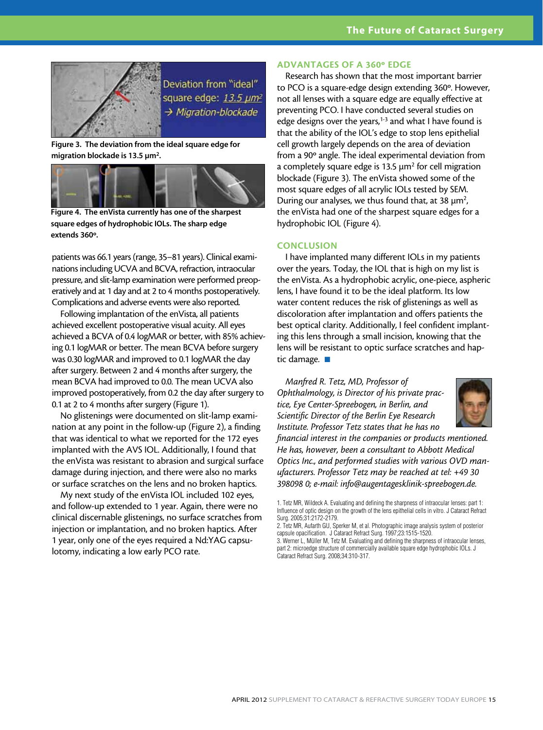Figure 3. The deviation from the ideal square edge for migration blockade is 13.5 µm².

Figure 4. The enVista currently has one of the sharpest square edges of hydrophobic IOLs. The sharp edge extends 360º.

patients was 66.1 years (range, 35–81 years). Clinical examinations including UCVA and BCVA, refraction, intraocular pressure, and slit-lamp examination were performed preoperatively and at 1 day and at 2 to 4 months postoperatively. Complications and adverse events were also reported.

Following implantation of the enVista, all patients achieved excellent postoperative visual acuity. All eyes achieved a BCVA of 0.4 logMAR or better, with 85% achieving 0.1 logMAR or better. The mean BCVA before surgery was 0.30 logMAR and improved to 0.1 logMAR the day after surgery. Between 2 and 4 months after surgery, the mean BCVA had improved to 0.0. The mean UCVA also improved postoperatively, from 0.2 the day after surgery to 0.1 at 2 to 4 months after surgery (Figure 1).

No glistenings were documented on slit-lamp examination at any point in the follow-up (Figure 2), a finding that was identical to what we reported for the 172 eyes implanted with the AVS IOL. Additionally, I found that the enVista was resistant to abrasion and surgical surface damage during injection, and there were also no marks or surface scratches on the lens and no broken haptics.

My next study of the enVista IOL included 102 eyes, and follow-up extended to 1 year. Again, there were no clinical discernable glistenings, no surface scratches from injection or implantation, and no broken haptics. After 1 year, only one of the eyes required a Nd:YAG capsulotomy, indicating a low early PCO rate.

## ADVANTAGES OF A 360º EDGE

Research has shown that the most important barrier to PCO is a square-edge design extending 360º. However, not all lenses with a square edge are equally effective at preventing PCO. I have conducted several studies on edge designs over the years,[1-3] and what I have found is that the ability of the IOL's edge to stop lens epithelial cell growth largely depends on the area of deviation from a 90º angle. The ideal experimental deviation from a completely square edge is 13.5 µm² for cell migration blockade (Figure 3). The enVista showed some of the most square edges of all acrylic IOLs tested by SEM. During our analyses, we thus found that, at 38 µm², the enVista had one of the sharpest square edges for a hydrophobic IOL (Figure 4).

## CONCLUSION

I have implanted many different IOLs in my patients over the years. Today, the IOL that is high on my list is the enVista. As a hydrophobic acrylic, one-piece, aspheric lens, I have found it to be the ideal platform. Its low water content reduces the risk of glistenings as well as discoloration after implantation and offers patients the best optical clarity. Additionally, I feel confident implanting this lens through a small incision, knowing that the lens will be resistant to optic surface scratches and haptic damage. ■

*Manfred R. Tetz, MD, Professor of Ophthalmology, is Director of his private practice, Eye Center-Spreebogen, in Berlin, and Scientific Director of the Berlin Eye Research Institute. Professor Tetz states that he has no financial interest in the companies or products mentioned. He has, however, been a consultant to Abbott Medical Optics Inc., and performed studies with various OVD manufacturers. Professor Tetz may be reached at tel: +49 30 398098 0; e-mail: info@augentagesklinik-spreebogen.de.*

1. Tetz MR, Wildeck A. Evaluating and defining the sharpness of intraocular lenses: part 1: Influence of optic design on the growth of the lens epithelial cells in vitro. J Cataract Refract Surg. 2005;31:2172-2179.
2. Tetz MR, Aufarth GU, Sperker M, et al. Photographic image analysis system of posterior capsule opacification. J Cataract Refract Surg. 1997;23:1515-1520.
3. Werner L, Müller M, Tetz M. Evaluating and defining the sharpness of intraocular lenses, part 2: microedge structure of commercially available square edge hydrophobic IOLs. J Cataract Refract Surg. 2008;34:310-317.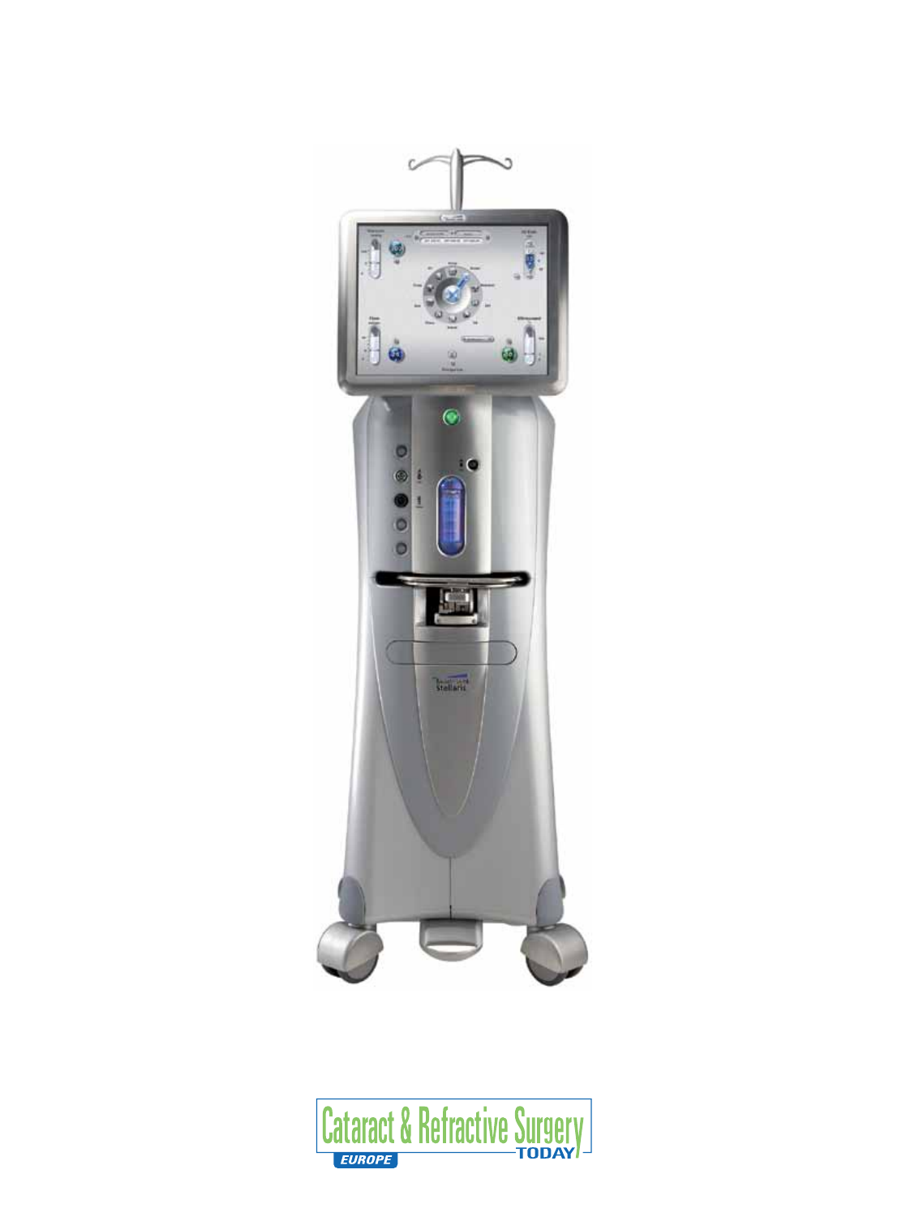Cataract & Refractive Surgery

EUROPE

TODAY